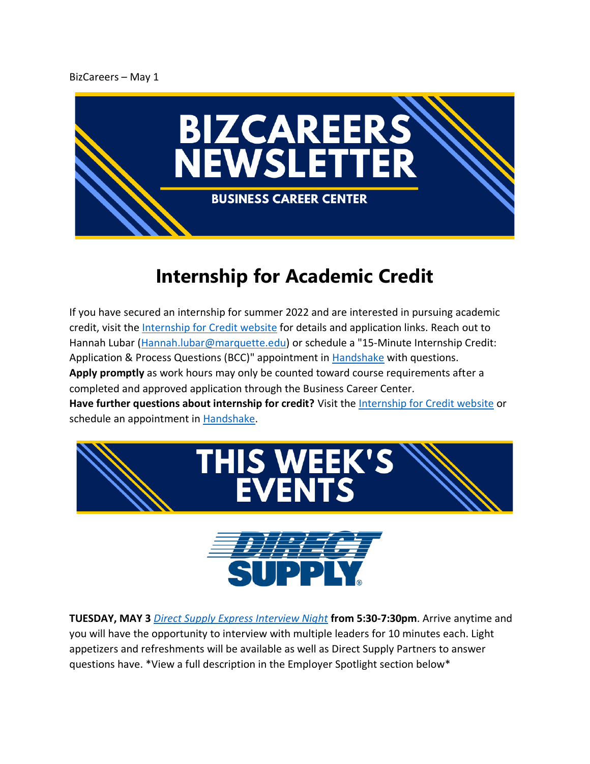BizCareers – May 1

# BIZCAREERS NEWSLETTER

BUSINESS CAREER CENTER

## Internship for Academic Credit

If you have secured an internship for summer 2022 and are interested in pursuing academic credit, visit the [Internship for Credit website](#) for details and application links. Reach out to Hannah Lubar ([Hannah.lubar@marquette.edu](mailto:Hannah.lubar@marquette.edu)) or schedule a "15-Minute Internship Credit: Application & Process Questions (BCC)" appointment in [Handshake](#) with questions.
**Apply promptly** as work hours may only be counted toward course requirements after a completed and approved application through the Business Career Center.
**Have further questions about internship for credit?** Visit the [Internship for Credit website](#) or schedule an appointment in [Handshake](#).

# THIS WEEK'S EVENTS

DIRECT SUPPLY

**TUESDAY, MAY 3** *[Direct Supply Express Interview Night](#)* **from 5:30-7:30pm**. Arrive anytime and you will have the opportunity to interview with multiple leaders for 10 minutes each. Light appetizers and refreshments will be available as well as Direct Supply Partners to answer questions have. *View a full description in the Employer Spotlight section below*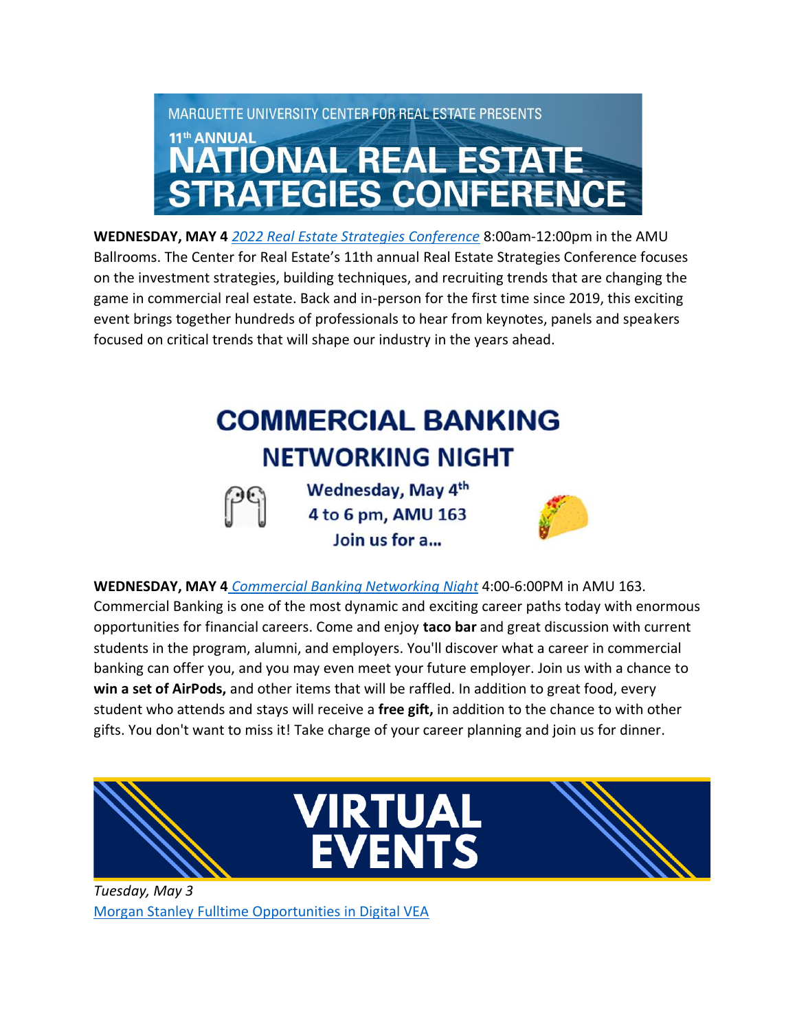MARQUETTE UNIVERSITY CENTER FOR REAL ESTATE PRESENTS

11th ANNUAL

# NATIONAL REAL ESTATE STRATEGIES CONFERENCE

**WEDNESDAY, MAY 4** *2022 Real Estate Strategies Conference* 8:00am-12:00pm in the AMU Ballrooms. The Center for Real Estate's 11th annual Real Estate Strategies Conference focuses on the investment strategies, building techniques, and recruiting trends that are changing the game in commercial real estate. Back and in-person for the first time since 2019, this exciting event brings together hundreds of professionals to hear from keynotes, panels and speakers focused on critical trends that will shape our industry in the years ahead.

# COMMERCIAL BANKING
## NETWORKING NIGHT

**Wednesday, May 4th**
**4 to 6 pm, AMU 163**
**Join us for a...**

**WEDNESDAY, MAY 4** *Commercial Banking Networking Night* 4:00-6:00PM in AMU 163. Commercial Banking is one of the most dynamic and exciting career paths today with enormous opportunities for financial careers. Come and enjoy **taco bar** and great discussion with current students in the program, alumni, and employers. You'll discover what a career in commercial banking can offer you, and you may even meet your future employer. Join us with a chance to **win a set of AirPods,** and other items that will be raffled. In addition to great food, every student who attends and stays will receive a **free gift,** in addition to the chance to with other gifts. You don't want to miss it! Take charge of your career planning and join us for dinner.

# VIRTUAL EVENTS

*Tuesday, May 3*

Morgan Stanley Fulltime Opportunities in Digital VEA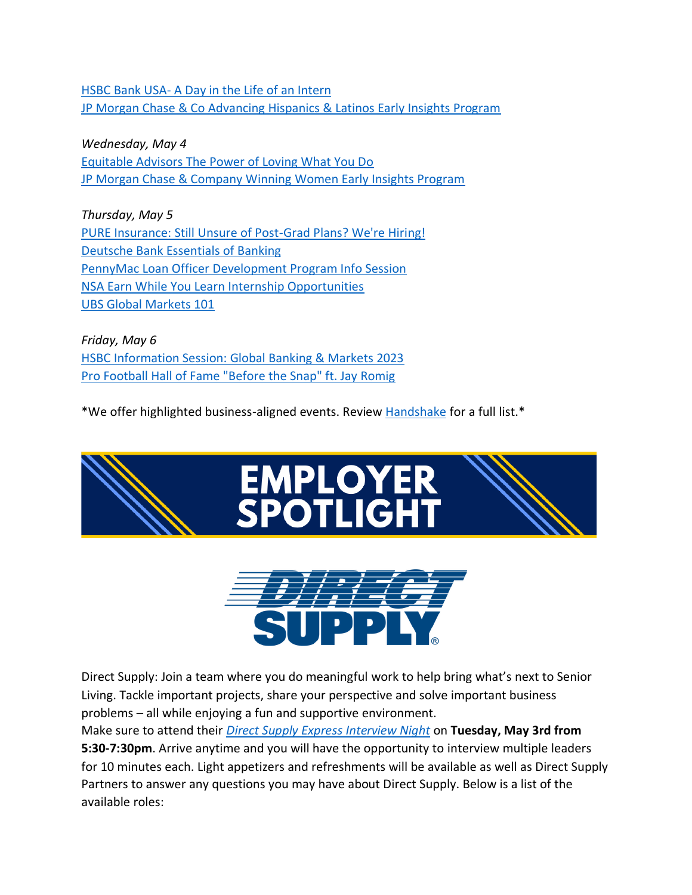HSBC Bank USA- A Day in the Life of an Intern
JP Morgan Chase & Co Advancing Hispanics & Latinos Early Insights Program

*Wednesday, May 4*
Equitable Advisors The Power of Loving What You Do
JP Morgan Chase & Company Winning Women Early Insights Program

*Thursday, May 5*
PURE Insurance: Still Unsure of Post-Grad Plans? We're Hiring!
Deutsche Bank Essentials of Banking
PennyMac Loan Officer Development Program Info Session
NSA Earn While You Learn Internship Opportunities
UBS Global Markets 101

*Friday, May 6*
HSBC Information Session: Global Banking & Markets 2023
Pro Football Hall of Fame "Before the Snap" ft. Jay Romig

*We offer highlighted business-aligned events. Review Handshake for a full list.*

# EMPLOYER SPOTLIGHT

**DIRECT SUPPLY®**

Direct Supply: Join a team where you do meaningful work to help bring what's next to Senior Living. Tackle important projects, share your perspective and solve important business problems – all while enjoying a fun and supportive environment.
Make sure to attend their *Direct Supply Express Interview Night* on **Tuesday, May 3rd from 5:30-7:30pm**. Arrive anytime and you will have the opportunity to interview multiple leaders for 10 minutes each. Light appetizers and refreshments will be available as well as Direct Supply Partners to answer any questions you may have about Direct Supply. Below is a list of the available roles: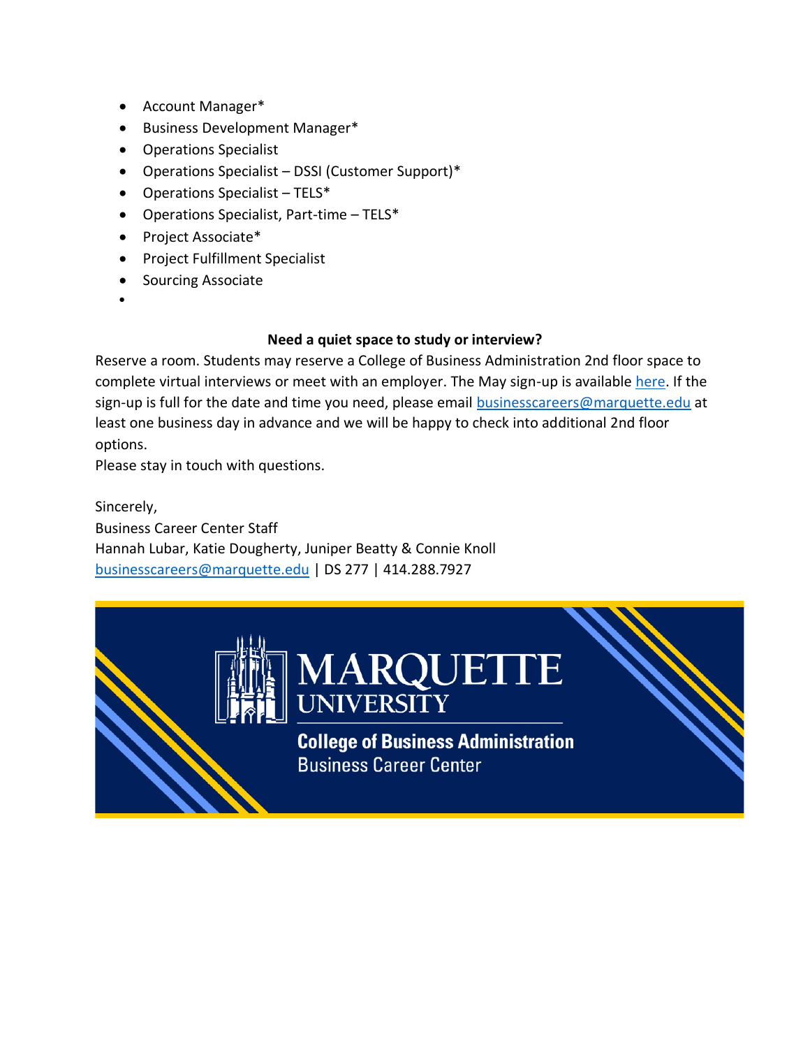- Account Manager*
- Business Development Manager*
- Operations Specialist
- Operations Specialist – DSSI (Customer Support)*
- Operations Specialist – TELS*
- Operations Specialist, Part-time – TELS*
- Project Associate*
- Project Fulfillment Specialist
- Sourcing Associate
-

**Need a quiet space to study or interview?**

Reserve a room. Students may reserve a College of Business Administration 2nd floor space to complete virtual interviews or meet with an employer. The May sign-up is available here. If the sign-up is full for the date and time you need, please email businesscareers@marquette.edu at least one business day in advance and we will be happy to check into additional 2nd floor options.
Please stay in touch with questions.

Sincerely,
Business Career Center Staff
Hannah Lubar, Katie Dougherty, Juniper Beatty & Connie Knoll
businesscareers@marquette.edu | DS 277 | 414.288.7927

MARQUETTE UNIVERSITY
College of Business Administration
Business Career Center